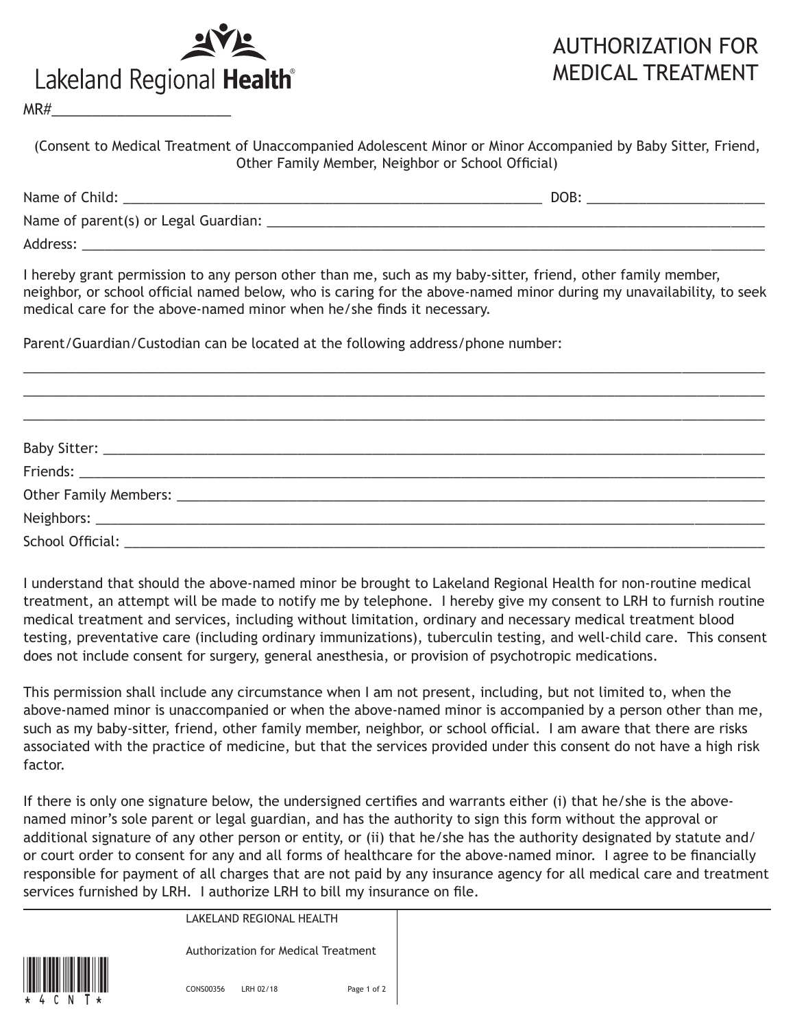Lakeland Regional **Health**

# AUTHORIZATION FOR MEDICAL TREATMENT

MR#______________________

(Consent to Medical Treatment of Unaccompanied Adolescent Minor or Minor Accompanied by Baby Sitter, Friend, Other Family Member, Neighbor or School Official)

Name of Child: ______________________________________________________ DOB: ______________________

Name of parent(s) or Legal Guardian: ______________________________________________________________

Address: _______________________________________________________________________________________

I hereby grant permission to any person other than me, such as my baby-sitter, friend, other family member, neighbor, or school official named below, who is caring for the above-named minor during my unavailability, to seek medical care for the above-named minor when he/she finds it necessary.

Parent/Guardian/Custodian can be located at the following address/phone number:

_______________________________________________________________________________________________

_______________________________________________________________________________________________

_______________________________________________________________________________________________

Baby Sitter: ____________________________________________________________________________________

Friends: _______________________________________________________________________________________

Other Family Members: ___________________________________________________________________________

Neighbors: _____________________________________________________________________________________

School Official: _________________________________________________________________________________

I understand that should the above-named minor be brought to Lakeland Regional Health for non-routine medical treatment, an attempt will be made to notify me by telephone. I hereby give my consent to LRH to furnish routine medical treatment and services, including without limitation, ordinary and necessary medical treatment blood testing, preventative care (including ordinary immunizations), tuberculin testing, and well-child care. This consent does not include consent for surgery, general anesthesia, or provision of psychotropic medications.

This permission shall include any circumstance when I am not present, including, but not limited to, when the above-named minor is unaccompanied or when the above-named minor is accompanied by a person other than me, such as my baby-sitter, friend, other family member, neighbor, or school official. I am aware that there are risks associated with the practice of medicine, but that the services provided under this consent do not have a high risk factor.

If there is only one signature below, the undersigned certifies and warrants either (i) that he/she is the above-named minor's sole parent or legal guardian, and has the authority to sign this form without the approval or additional signature of any other person or entity, or (ii) that he/she has the authority designated by statute and/or court order to consent for any and all forms of healthcare for the above-named minor. I agree to be financially responsible for payment of all charges that are not paid by any insurance agency for all medical care and treatment services furnished by LRH. I authorize LRH to bill my insurance on file.

*4CNT*

LAKELAND REGIONAL HEALTH

Authorization for Medical Treatment

CONS00356 LRH 02/18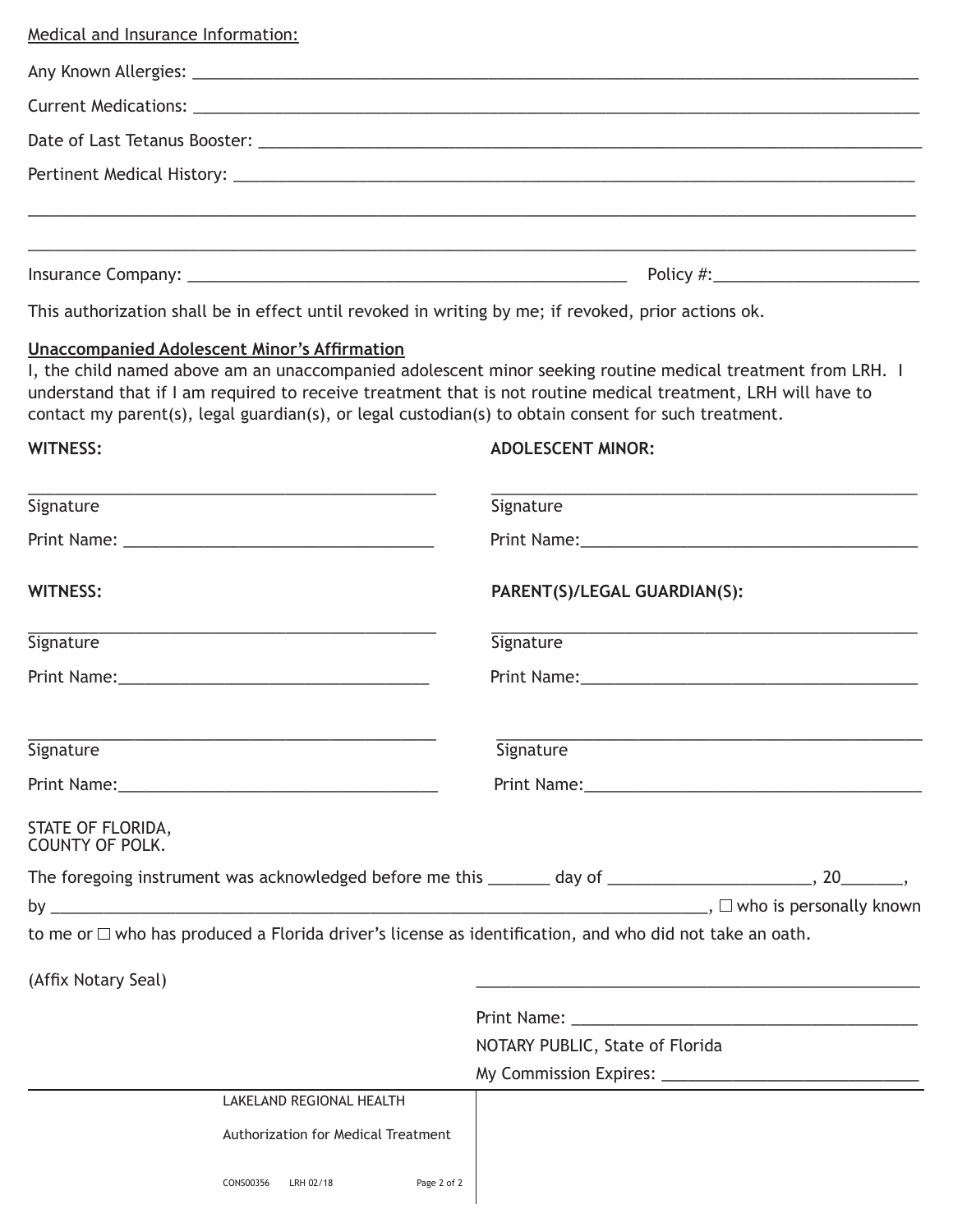Medical and Insurance Information:

Any Known Allergies: ______________________________________________________________________

Current Medications: ______________________________________________________________________

Date of Last Tetanus Booster: ______________________________________________________________

Pertinent Medical History: _________________________________________________________________

___________________________________________________________________________________________

___________________________________________________________________________________________

Insurance Company: ________________________________________ Policy #: ____________________

This authorization shall be in effect until revoked in writing by me; if revoked, prior actions ok.

**Unaccompanied Adolescent Minor's Affirmation**

I, the child named above am an unaccompanied adolescent minor seeking routine medical treatment from LRH. I understand that if I am required to receive treatment that is not routine medical treatment, LRH will have to contact my parent(s), legal guardian(s), or legal custodian(s) to obtain consent for such treatment.

**WITNESS:**

______________________________________
Signature

Print Name: ____________________________

**ADOLESCENT MINOR:**

______________________________________
Signature

Print Name: ____________________________

**WITNESS:**

______________________________________
Signature

Print Name: ____________________________

______________________________________
Signature

Print Name: ____________________________

**PARENT(S)/LEGAL GUARDIAN(S):**

______________________________________
Signature

Print Name: ____________________________

______________________________________
Signature

Print Name: ____________________________

STATE OF FLORIDA,
COUNTY OF POLK.

The foregoing instrument was acknowledged before me this _______ day of ______________________, 20_______, by ____________________________________________________________, ☐ who is personally known to me or ☐ who has produced a Florida driver's license as identification, and who did not take an oath.

(Affix Notary Seal)

______________________________________

Print Name: ____________________________

NOTARY PUBLIC, State of Florida

My Commission Expires: ____________________

LAKELAND REGIONAL HEALTH

Authorization for Medical Treatment

CONS00356 LRH 02/18